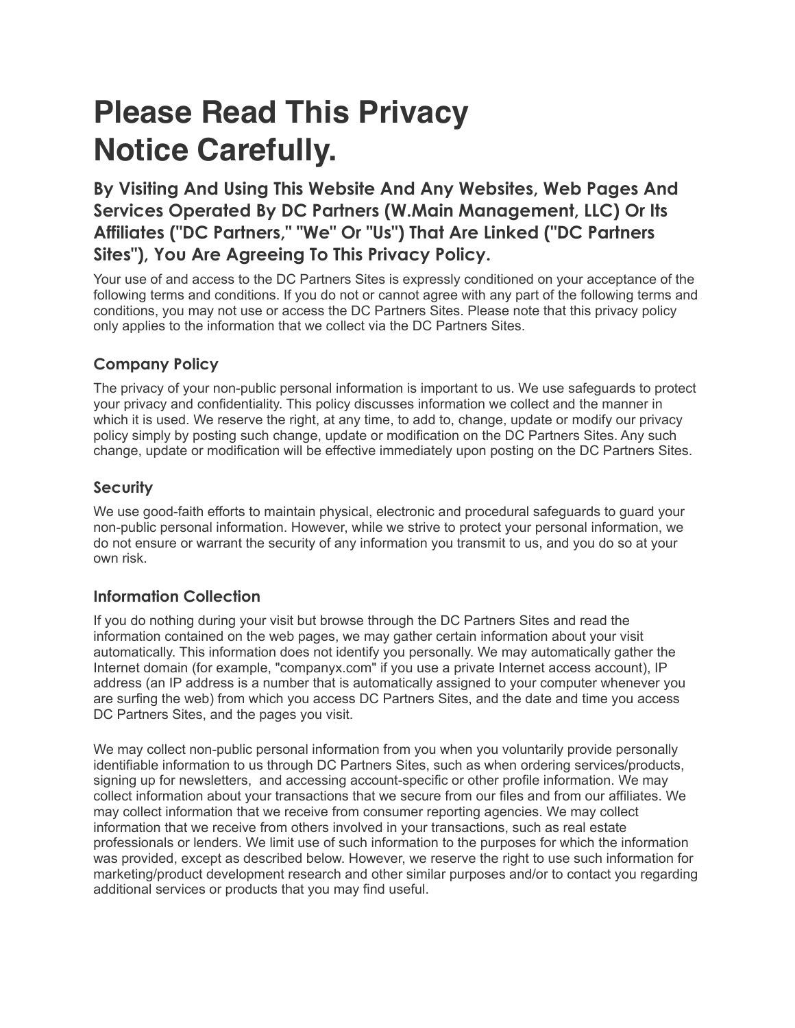# Please Read This Privacy Notice Carefully.

## By Visiting And Using This Website And Any Websites, Web Pages And Services Operated By DC Partners (W.Main Management, LLC) Or Its Affiliates ("DC Partners," "We" Or "Us") That Are Linked ("DC Partners Sites"), You Are Agreeing To This Privacy Policy.

Your use of and access to the DC Partners Sites is expressly conditioned on your acceptance of the following terms and conditions. If you do not or cannot agree with any part of the following terms and conditions, you may not use or access the DC Partners Sites. Please note that this privacy policy only applies to the information that we collect via the DC Partners Sites.

### Company Policy

The privacy of your non-public personal information is important to us. We use safeguards to protect your privacy and confidentiality. This policy discusses information we collect and the manner in which it is used. We reserve the right, at any time, to add to, change, update or modify our privacy policy simply by posting such change, update or modification on the DC Partners Sites. Any such change, update or modification will be effective immediately upon posting on the DC Partners Sites.

### Security

We use good-faith efforts to maintain physical, electronic and procedural safeguards to guard your non-public personal information. However, while we strive to protect your personal information, we do not ensure or warrant the security of any information you transmit to us, and you do so at your own risk.

### Information Collection

If you do nothing during your visit but browse through the DC Partners Sites and read the information contained on the web pages, we may gather certain information about your visit automatically. This information does not identify you personally. We may automatically gather the Internet domain (for example, "companyx.com" if you use a private Internet access account), IP address (an IP address is a number that is automatically assigned to your computer whenever you are surfing the web) from which you access DC Partners Sites, and the date and time you access DC Partners Sites, and the pages you visit.

We may collect non-public personal information from you when you voluntarily provide personally identifiable information to us through DC Partners Sites, such as when ordering services/products, signing up for newsletters, and accessing account-specific or other profile information. We may collect information about your transactions that we secure from our files and from our affiliates. We may collect information that we receive from consumer reporting agencies. We may collect information that we receive from others involved in your transactions, such as real estate professionals or lenders. We limit use of such information to the purposes for which the information was provided, except as described below. However, we reserve the right to use such information for marketing/product development research and other similar purposes and/or to contact you regarding additional services or products that you may find useful.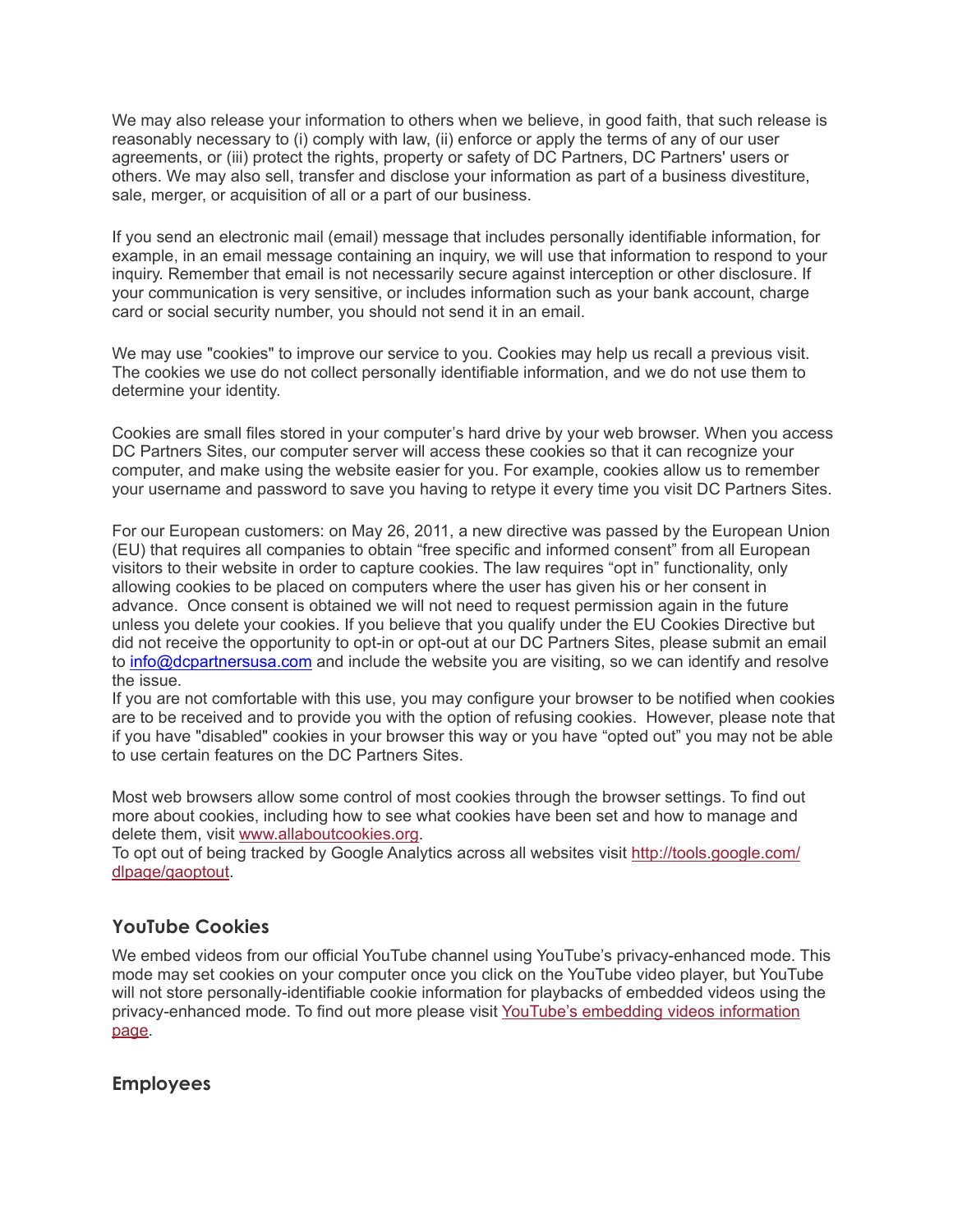We may also release your information to others when we believe, in good faith, that such release is reasonably necessary to (i) comply with law, (ii) enforce or apply the terms of any of our user agreements, or (iii) protect the rights, property or safety of DC Partners, DC Partners' users or others. We may also sell, transfer and disclose your information as part of a business divestiture, sale, merger, or acquisition of all or a part of our business.

If you send an electronic mail (email) message that includes personally identifiable information, for example, in an email message containing an inquiry, we will use that information to respond to your inquiry. Remember that email is not necessarily secure against interception or other disclosure. If your communication is very sensitive, or includes information such as your bank account, charge card or social security number, you should not send it in an email.

We may use "cookies" to improve our service to you. Cookies may help us recall a previous visit. The cookies we use do not collect personally identifiable information, and we do not use them to determine your identity.

Cookies are small files stored in your computer's hard drive by your web browser. When you access DC Partners Sites, our computer server will access these cookies so that it can recognize your computer, and make using the website easier for you. For example, cookies allow us to remember your username and password to save you having to retype it every time you visit DC Partners Sites.

For our European customers: on May 26, 2011, a new directive was passed by the European Union (EU) that requires all companies to obtain "free specific and informed consent" from all European visitors to their website in order to capture cookies. The law requires "opt in" functionality, only allowing cookies to be placed on computers where the user has given his or her consent in advance. Once consent is obtained we will not need to request permission again in the future unless you delete your cookies. If you believe that you qualify under the EU Cookies Directive but did not receive the opportunity to opt-in or opt-out at our DC Partners Sites, please submit an email to [info@dcpartnersusa.com](mailto:info@dcpartnersusa.com) and include the website you are visiting, so we can identify and resolve the issue.
If you are not comfortable with this use, you may configure your browser to be notified when cookies are to be received and to provide you with the option of refusing cookies. However, please note that if you have "disabled" cookies in your browser this way or you have "opted out" you may not be able to use certain features on the DC Partners Sites.

Most web browsers allow some control of most cookies through the browser settings. To find out more about cookies, including how to see what cookies have been set and how to manage and delete them, visit [www.allaboutcookies.org](http://www.allaboutcookies.org).
To opt out of being tracked by Google Analytics across all websites visit [http://tools.google.com/dlpage/gaoptout](http://tools.google.com/dlpage/gaoptout).

## YouTube Cookies

We embed videos from our official YouTube channel using YouTube's privacy-enhanced mode. This mode may set cookies on your computer once you click on the YouTube video player, but YouTube will not store personally-identifiable cookie information for playbacks of embedded videos using the privacy-enhanced mode. To find out more please visit YouTube's embedding videos information page.

## Employees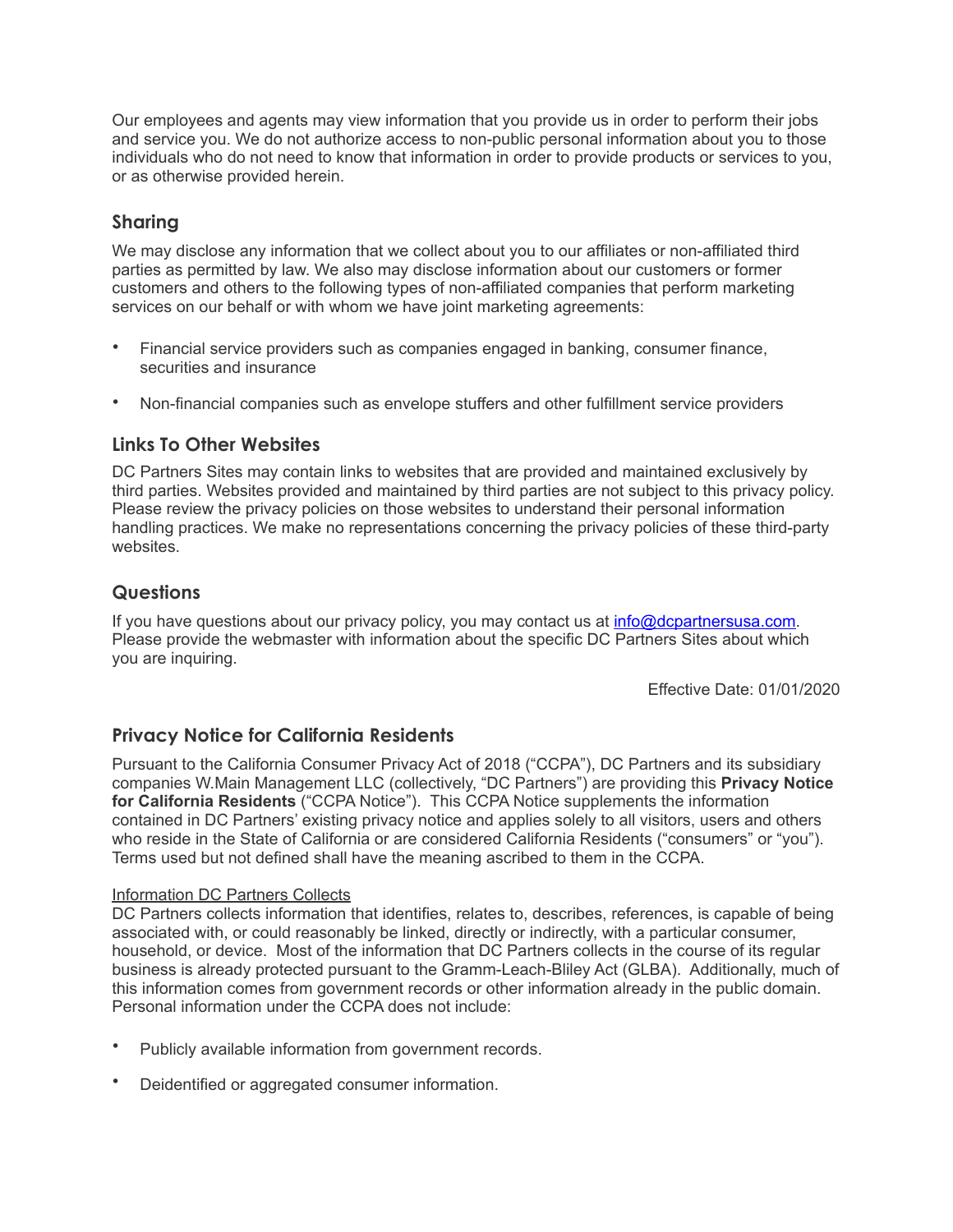Our employees and agents may view information that you provide us in order to perform their jobs and service you. We do not authorize access to non-public personal information about you to those individuals who do not need to know that information in order to provide products or services to you, or as otherwise provided herein.

## Sharing

We may disclose any information that we collect about you to our affiliates or non-affiliated third parties as permitted by law. We also may disclose information about our customers or former customers and others to the following types of non-affiliated companies that perform marketing services on our behalf or with whom we have joint marketing agreements:

- Financial service providers such as companies engaged in banking, consumer finance, securities and insurance
- Non-financial companies such as envelope stuffers and other fulfillment service providers

## Links To Other Websites

DC Partners Sites may contain links to websites that are provided and maintained exclusively by third parties. Websites provided and maintained by third parties are not subject to this privacy policy. Please review the privacy policies on those websites to understand their personal information handling practices. We make no representations concerning the privacy policies of these third-party websites.

## Questions

If you have questions about our privacy policy, you may contact us at info@dcpartnersusa.com. Please provide the webmaster with information about the specific DC Partners Sites about which you are inquiring.

Effective Date: 01/01/2020

## Privacy Notice for California Residents

Pursuant to the California Consumer Privacy Act of 2018 ("CCPA"), DC Partners and its subsidiary companies W.Main Management LLC (collectively, "DC Partners") are providing this **Privacy Notice for California Residents** ("CCPA Notice"). This CCPA Notice supplements the information contained in DC Partners' existing privacy notice and applies solely to all visitors, users and others who reside in the State of California or are considered California Residents ("consumers" or "you"). Terms used but not defined shall have the meaning ascribed to them in the CCPA.

Information DC Partners Collects

DC Partners collects information that identifies, relates to, describes, references, is capable of being associated with, or could reasonably be linked, directly or indirectly, with a particular consumer, household, or device. Most of the information that DC Partners collects in the course of its regular business is already protected pursuant to the Gramm-Leach-Bliley Act (GLBA). Additionally, much of this information comes from government records or other information already in the public domain. Personal information under the CCPA does not include:

- Publicly available information from government records.
- Deidentified or aggregated consumer information.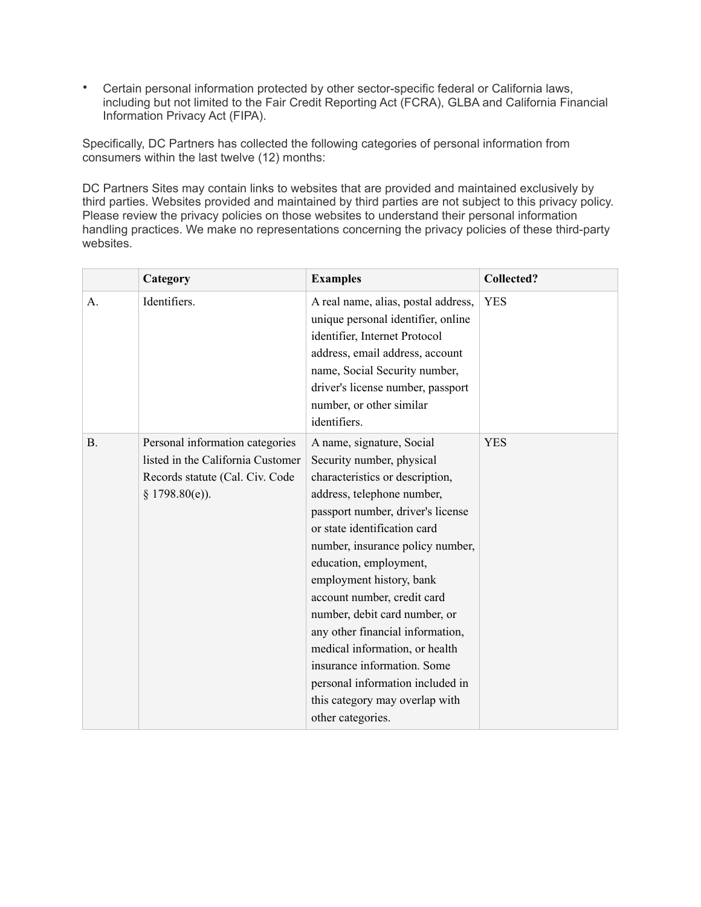- Certain personal information protected by other sector-specific federal or California laws, including but not limited to the Fair Credit Reporting Act (FCRA), GLBA and California Financial Information Privacy Act (FIPA).

Specifically, DC Partners has collected the following categories of personal information from consumers within the last twelve (12) months:

DC Partners Sites may contain links to websites that are provided and maintained exclusively by third parties. Websites provided and maintained by third parties are not subject to this privacy policy. Please review the privacy policies on those websites to understand their personal information handling practices. We make no representations concerning the privacy policies of these third-party websites.

| | Category | Examples | Collected? |
|---|---|---|---|
| A. | Identifiers. | A real name, alias, postal address, unique personal identifier, online identifier, Internet Protocol address, email address, account name, Social Security number, driver's license number, passport number, or other similar identifiers. | YES |
| B. | Personal information categories listed in the California Customer Records statute (Cal. Civ. Code § 1798.80(e)). | A name, signature, Social Security number, physical characteristics or description, address, telephone number, passport number, driver's license or state identification card number, insurance policy number, education, employment, employment history, bank account number, credit card number, debit card number, or any other financial information, medical information, or health insurance information. Some personal information included in this category may overlap with other categories. | YES |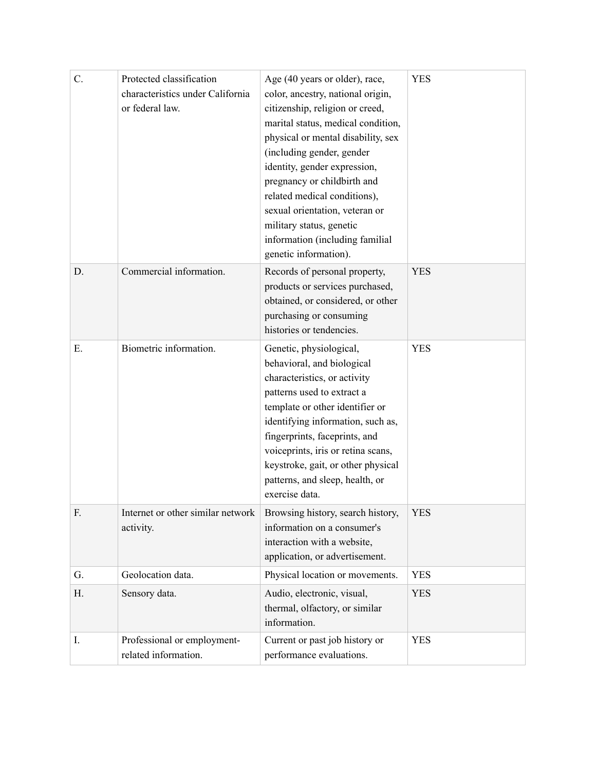| C. | Protected classification characteristics under California or federal law. | Age (40 years or older), race, color, ancestry, national origin, citizenship, religion or creed, marital status, medical condition, physical or mental disability, sex (including gender, gender identity, gender expression, pregnancy or childbirth and related medical conditions), sexual orientation, veteran or military status, genetic information (including familial genetic information). | YES |
|---|---|---|---|
| D. | Commercial information. | Records of personal property, products or services purchased, obtained, or considered, or other purchasing or consuming histories or tendencies. | YES |
| E. | Biometric information. | Genetic, physiological, behavioral, and biological characteristics, or activity patterns used to extract a template or other identifier or identifying information, such as, fingerprints, faceprints, and voiceprints, iris or retina scans, keystroke, gait, or other physical patterns, and sleep, health, or exercise data. | YES |
| F. | Internet or other similar network activity. | Browsing history, search history, information on a consumer's interaction with a website, application, or advertisement. | YES |
| G. | Geolocation data. | Physical location or movements. | YES |
| H. | Sensory data. | Audio, electronic, visual, thermal, olfactory, or similar information. | YES |
| I. | Professional or employment-related information. | Current or past job history or performance evaluations. | YES |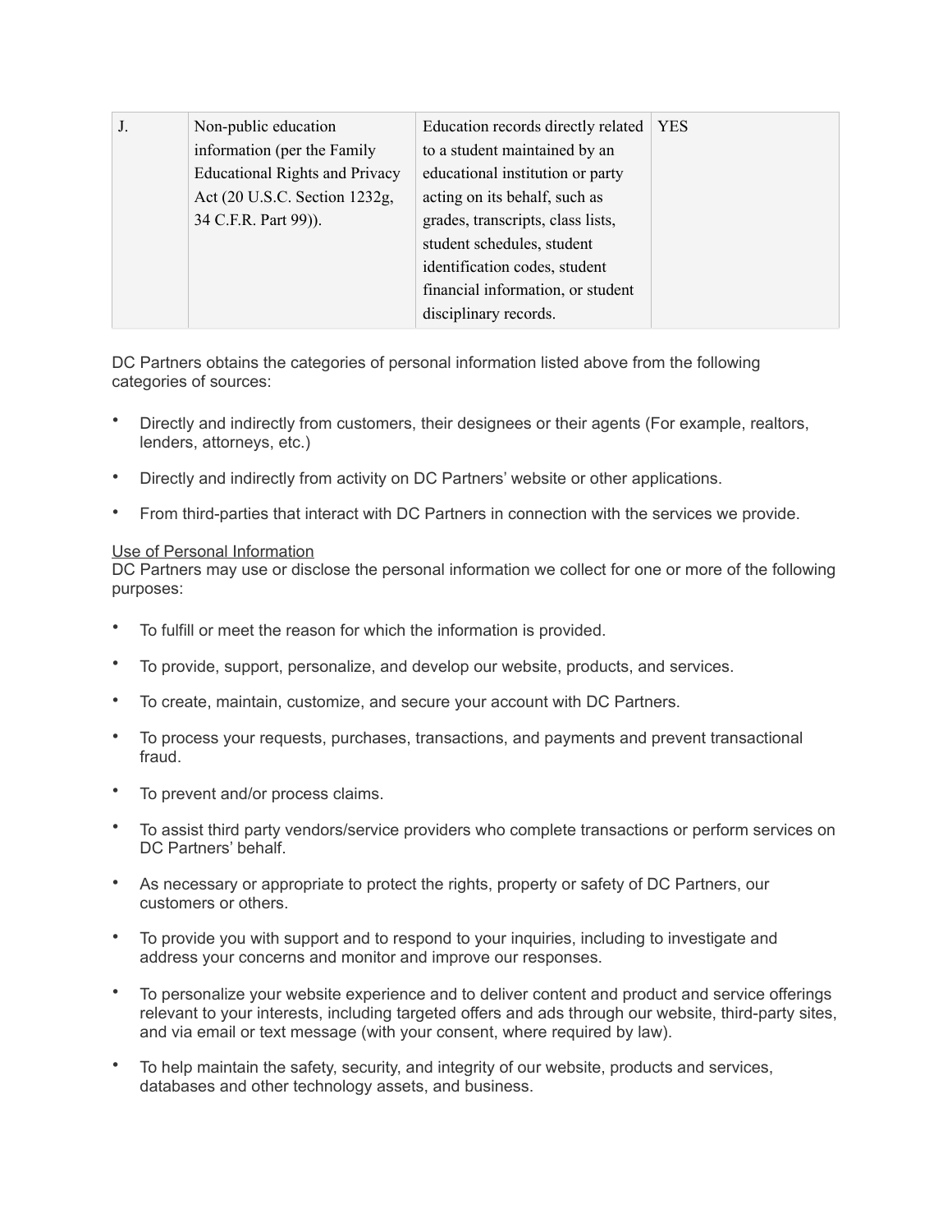| | | | |
|---|---|---|---|
| J. | Non-public education information (per the Family Educational Rights and Privacy Act (20 U.S.C. Section 1232g, 34 C.F.R. Part 99)). | Education records directly related to a student maintained by an educational institution or party acting on its behalf, such as grades, transcripts, class lists, student schedules, student identification codes, student financial information, or student disciplinary records. | YES |

DC Partners obtains the categories of personal information listed above from the following categories of sources:

- Directly and indirectly from customers, their designees or their agents (For example, realtors, lenders, attorneys, etc.)
- Directly and indirectly from activity on DC Partners' website or other applications.
- From third-parties that interact with DC Partners in connection with the services we provide.

Use of Personal Information
DC Partners may use or disclose the personal information we collect for one or more of the following purposes:

- To fulfill or meet the reason for which the information is provided.
- To provide, support, personalize, and develop our website, products, and services.
- To create, maintain, customize, and secure your account with DC Partners.
- To process your requests, purchases, transactions, and payments and prevent transactional fraud.
- To prevent and/or process claims.
- To assist third party vendors/service providers who complete transactions or perform services on DC Partners' behalf.
- As necessary or appropriate to protect the rights, property or safety of DC Partners, our customers or others.
- To provide you with support and to respond to your inquiries, including to investigate and address your concerns and monitor and improve our responses.
- To personalize your website experience and to deliver content and product and service offerings relevant to your interests, including targeted offers and ads through our website, third-party sites, and via email or text message (with your consent, where required by law).
- To help maintain the safety, security, and integrity of our website, products and services, databases and other technology assets, and business.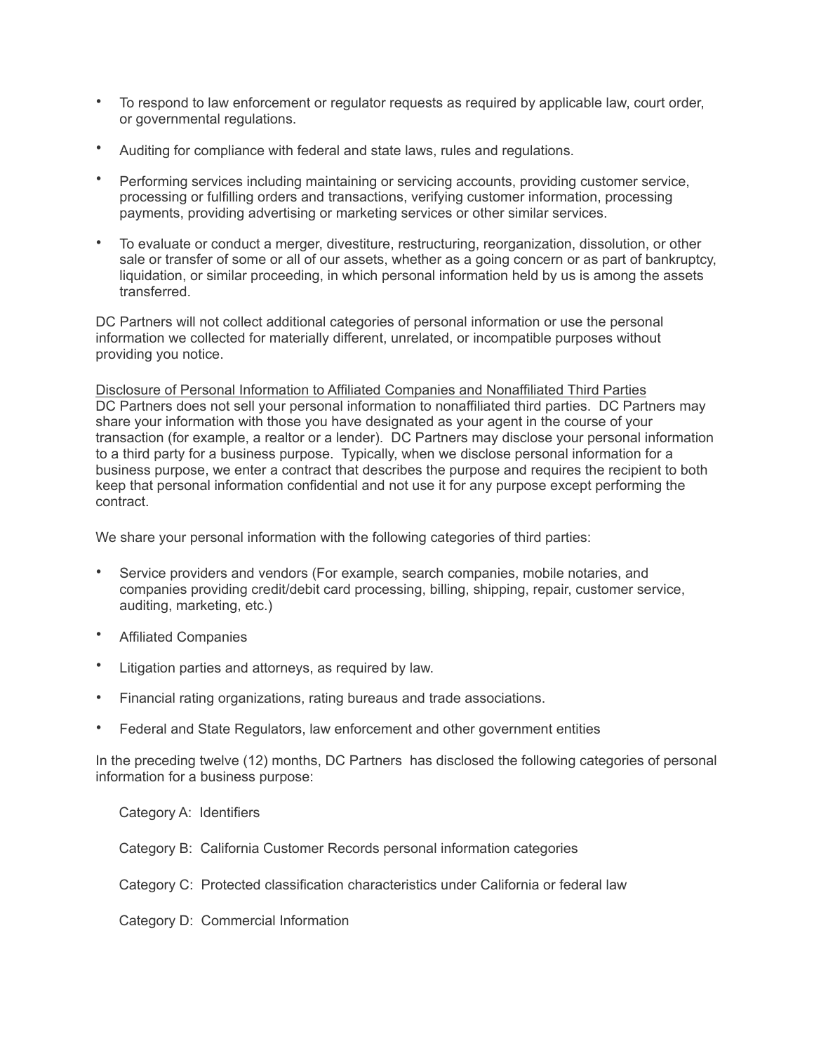- To respond to law enforcement or regulator requests as required by applicable law, court order, or governmental regulations.
- Auditing for compliance with federal and state laws, rules and regulations.
- Performing services including maintaining or servicing accounts, providing customer service, processing or fulfilling orders and transactions, verifying customer information, processing payments, providing advertising or marketing services or other similar services.
- To evaluate or conduct a merger, divestiture, restructuring, reorganization, dissolution, or other sale or transfer of some or all of our assets, whether as a going concern or as part of bankruptcy, liquidation, or similar proceeding, in which personal information held by us is among the assets transferred.

DC Partners will not collect additional categories of personal information or use the personal information we collected for materially different, unrelated, or incompatible purposes without providing you notice.

<u>Disclosure of Personal Information to Affiliated Companies and Nonaffiliated Third Parties</u>
DC Partners does not sell your personal information to nonaffiliated third parties. DC Partners may share your information with those you have designated as your agent in the course of your transaction (for example, a realtor or a lender). DC Partners may disclose your personal information to a third party for a business purpose. Typically, when we disclose personal information for a business purpose, we enter a contract that describes the purpose and requires the recipient to both keep that personal information confidential and not use it for any purpose except performing the contract.

We share your personal information with the following categories of third parties:

- Service providers and vendors (For example, search companies, mobile notaries, and companies providing credit/debit card processing, billing, shipping, repair, customer service, auditing, marketing, etc.)
- Affiliated Companies
- Litigation parties and attorneys, as required by law.
- Financial rating organizations, rating bureaus and trade associations.
- Federal and State Regulators, law enforcement and other government entities

In the preceding twelve (12) months, DC Partners has disclosed the following categories of personal information for a business purpose:

Category A: Identifiers

Category B: California Customer Records personal information categories

Category C: Protected classification characteristics under California or federal law

Category D: Commercial Information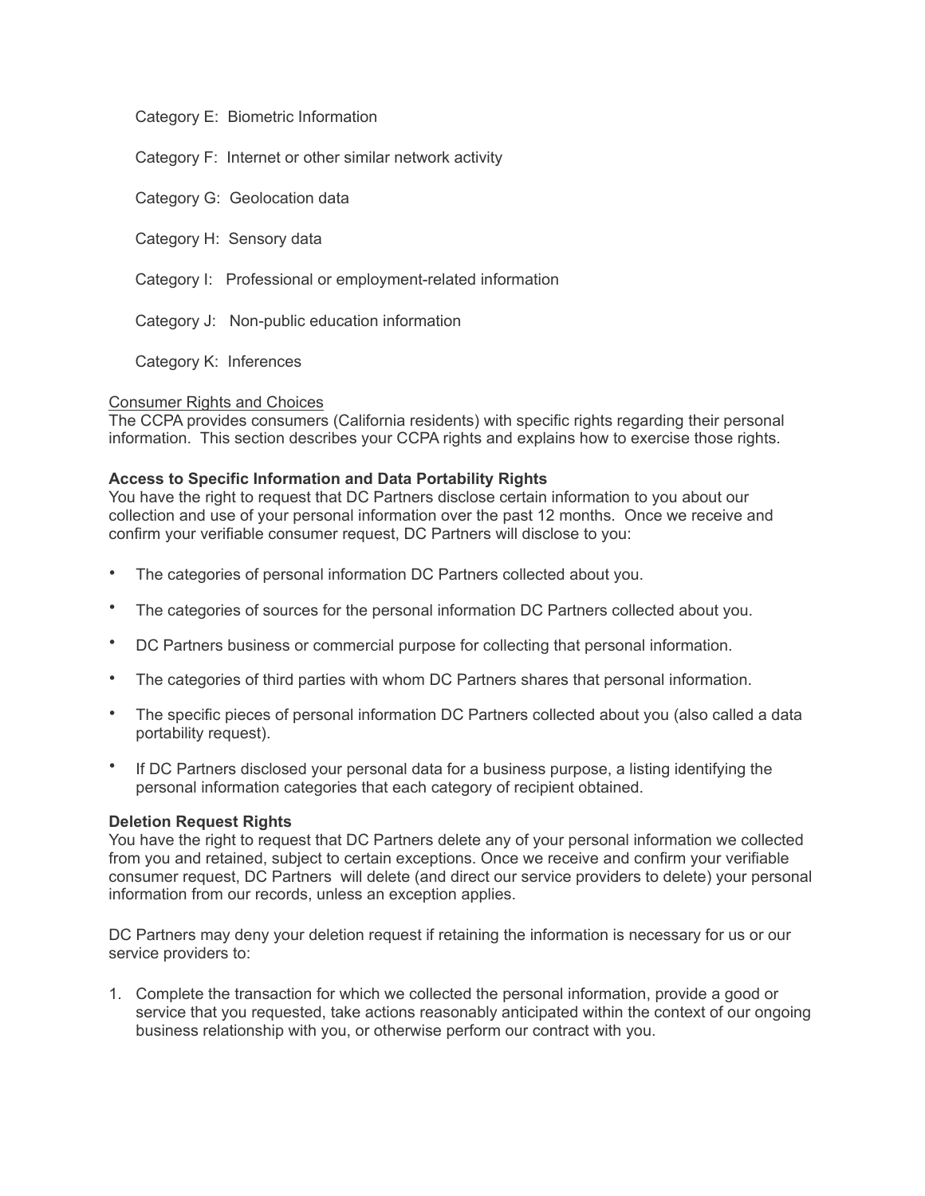Category E:  Biometric Information

Category F:  Internet or other similar network activity

Category G:  Geolocation data

Category H:  Sensory data

Category I:   Professional or employment-related information

Category J:   Non-public education information

Category K:  Inferences

Consumer Rights and Choices

The CCPA provides consumers (California residents) with specific rights regarding their personal information.  This section describes your CCPA rights and explains how to exercise those rights.

**Access to Specific Information and Data Portability Rights**

You have the right to request that DC Partners disclose certain information to you about our collection and use of your personal information over the past 12 months.  Once we receive and confirm your verifiable consumer request, DC Partners will disclose to you:

- The categories of personal information DC Partners collected about you.
- The categories of sources for the personal information DC Partners collected about you.
- DC Partners business or commercial purpose for collecting that personal information.
- The categories of third parties with whom DC Partners shares that personal information.
- The specific pieces of personal information DC Partners collected about you (also called a data portability request).
- If DC Partners disclosed your personal data for a business purpose, a listing identifying the personal information categories that each category of recipient obtained.

**Deletion Request Rights**

You have the right to request that DC Partners delete any of your personal information we collected from you and retained, subject to certain exceptions. Once we receive and confirm your verifiable consumer request, DC Partners  will delete (and direct our service providers to delete) your personal information from our records, unless an exception applies.

DC Partners may deny your deletion request if retaining the information is necessary for us or our service providers to:

1. Complete the transaction for which we collected the personal information, provide a good or service that you requested, take actions reasonably anticipated within the context of our ongoing business relationship with you, or otherwise perform our contract with you.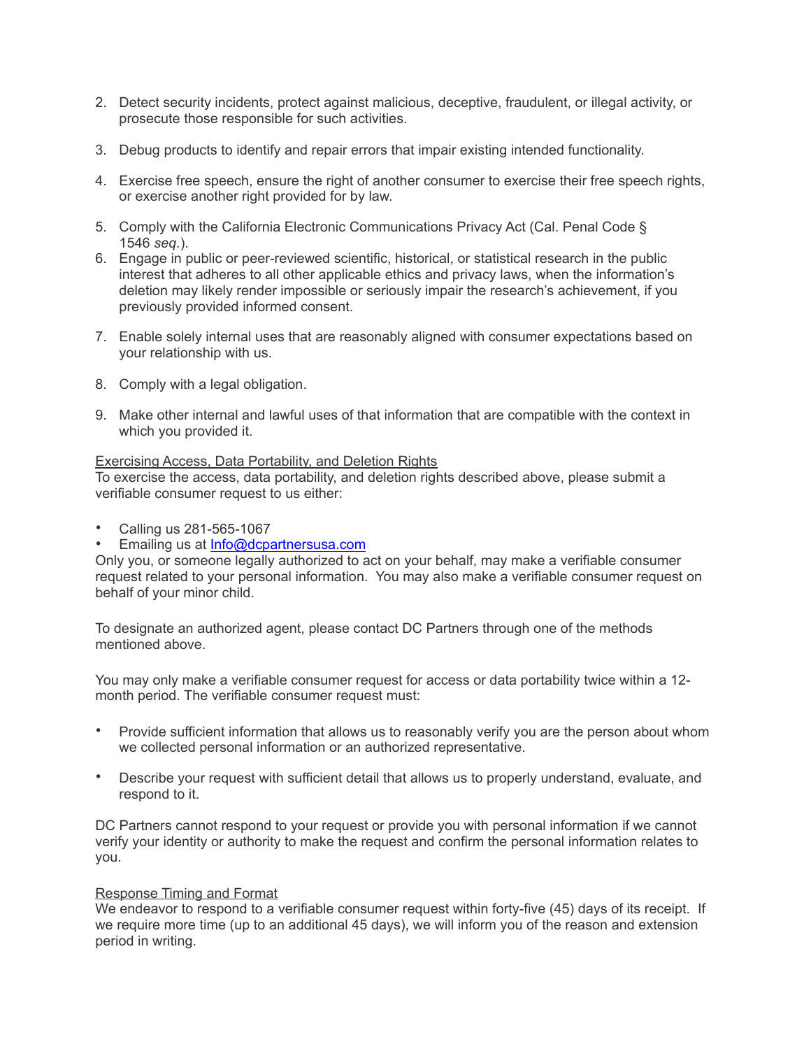2. Detect security incidents, protect against malicious, deceptive, fraudulent, or illegal activity, or prosecute those responsible for such activities.

3. Debug products to identify and repair errors that impair existing intended functionality.

4. Exercise free speech, ensure the right of another consumer to exercise their free speech rights, or exercise another right provided for by law.

5. Comply with the California Electronic Communications Privacy Act (Cal. Penal Code § 1546 *seq.*).
6. Engage in public or peer-reviewed scientific, historical, or statistical research in the public interest that adheres to all other applicable ethics and privacy laws, when the information's deletion may likely render impossible or seriously impair the research's achievement, if you previously provided informed consent.

7. Enable solely internal uses that are reasonably aligned with consumer expectations based on your relationship with us.

8. Comply with a legal obligation.

9. Make other internal and lawful uses of that information that are compatible with the context in which you provided it.

<u>Exercising Access, Data Portability, and Deletion Rights</u>
To exercise the access, data portability, and deletion rights described above, please submit a verifiable consumer request to us either:

- Calling us 281-565-1067
- Emailing us at [Info@dcpartnersusa.com](mailto:Info@dcpartnersusa.com)

Only you, or someone legally authorized to act on your behalf, may make a verifiable consumer request related to your personal information. You may also make a verifiable consumer request on behalf of your minor child.

To designate an authorized agent, please contact DC Partners through one of the methods mentioned above.

You may only make a verifiable consumer request for access or data portability twice within a 12-month period. The verifiable consumer request must:

- Provide sufficient information that allows us to reasonably verify you are the person about whom we collected personal information or an authorized representative.

- Describe your request with sufficient detail that allows us to properly understand, evaluate, and respond to it.

DC Partners cannot respond to your request or provide you with personal information if we cannot verify your identity or authority to make the request and confirm the personal information relates to you.

<u>Response Timing and Format</u>
We endeavor to respond to a verifiable consumer request within forty-five (45) days of its receipt. If we require more time (up to an additional 45 days), we will inform you of the reason and extension period in writing.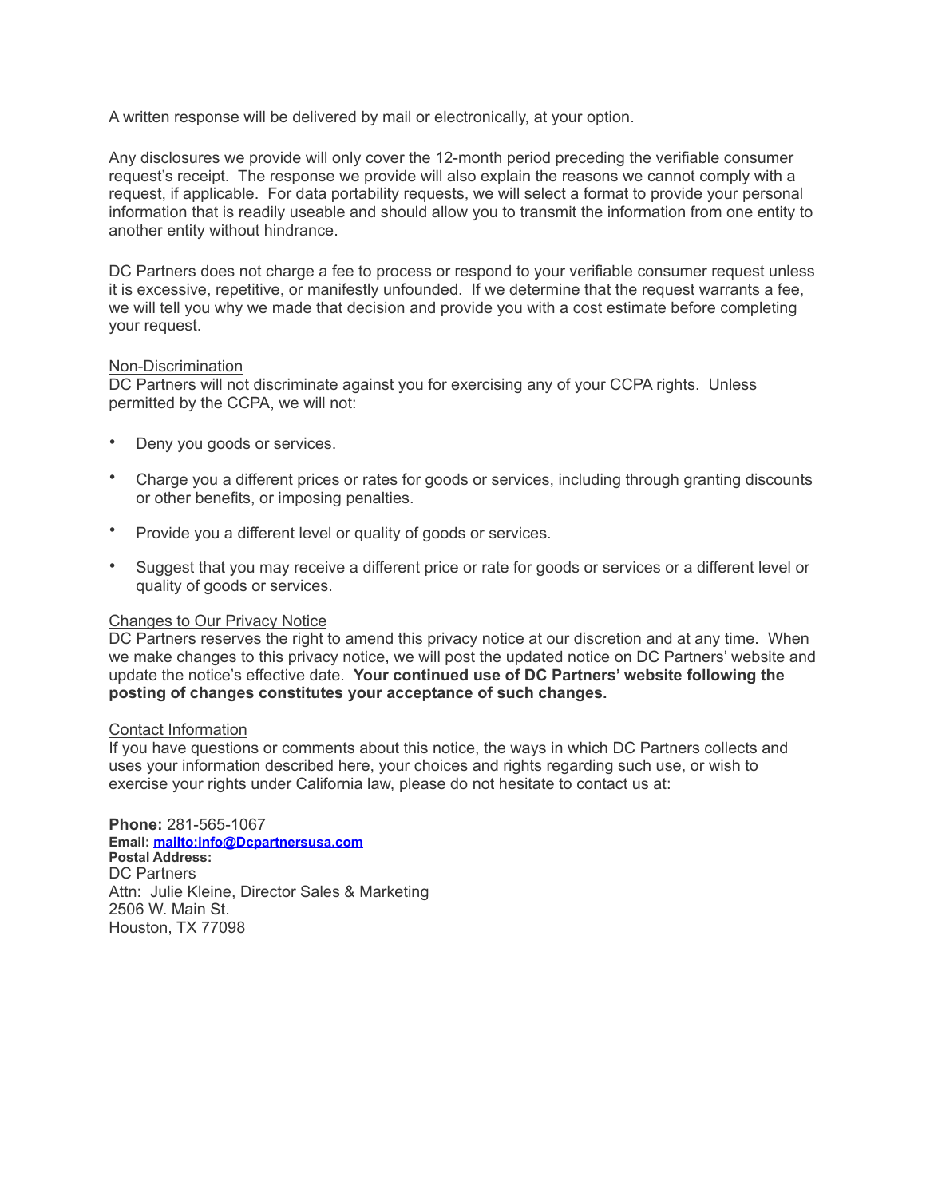A written response will be delivered by mail or electronically, at your option.

Any disclosures we provide will only cover the 12-month period preceding the verifiable consumer request's receipt. The response we provide will also explain the reasons we cannot comply with a request, if applicable. For data portability requests, we will select a format to provide your personal information that is readily useable and should allow you to transmit the information from one entity to another entity without hindrance.

DC Partners does not charge a fee to process or respond to your verifiable consumer request unless it is excessive, repetitive, or manifestly unfounded. If we determine that the request warrants a fee, we will tell you why we made that decision and provide you with a cost estimate before completing your request.

Non-Discrimination

DC Partners will not discriminate against you for exercising any of your CCPA rights. Unless permitted by the CCPA, we will not:

- Deny you goods or services.
- Charge you a different prices or rates for goods or services, including through granting discounts or other benefits, or imposing penalties.
- Provide you a different level or quality of goods or services.
- Suggest that you may receive a different price or rate for goods or services or a different level or quality of goods or services.

Changes to Our Privacy Notice

DC Partners reserves the right to amend this privacy notice at our discretion and at any time. When we make changes to this privacy notice, we will post the updated notice on DC Partners' website and update the notice's effective date. **Your continued use of DC Partners' website following the posting of changes constitutes your acceptance of such changes.**

Contact Information

If you have questions or comments about this notice, the ways in which DC Partners collects and uses your information described here, your choices and rights regarding such use, or wish to exercise your rights under California law, please do not hesitate to contact us at:

**Phone:** 281-565-1067
**Email:** [mailto:info@Dcpartnersusa.com](mailto:info@Dcpartnersusa.com)
**Postal Address:**
DC Partners
Attn: Julie Kleine, Director Sales & Marketing
2506 W. Main St.
Houston, TX 77098